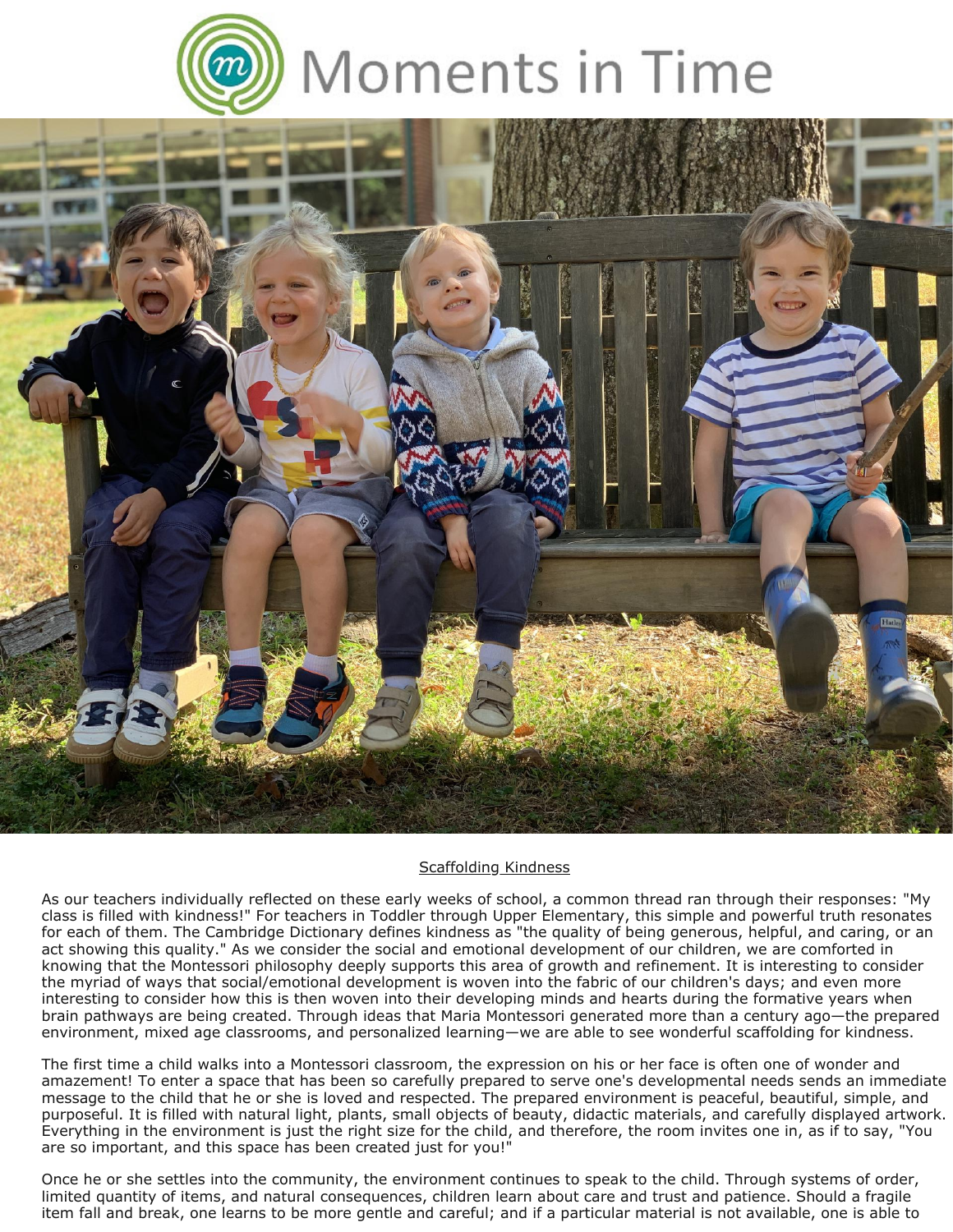# Moments in Time

## Scaffolding Kindness

As our teachers individually reflected on these early weeks of school, a common thread ran through their responses: "My class is filled with kindness!" For teachers in Toddler through Upper Elementary, this simple and powerful truth resonates for each of them. The Cambridge Dictionary defines kindness as "the quality of being generous, helpful, and caring, or an act showing this quality." As we consider the social and emotional development of our children, we are comforted in knowing that the Montessori philosophy deeply supports this area of growth and refinement. It is interesting to consider the myriad of ways that social/emotional development is woven into the fabric of our children's days; and even more interesting to consider how this is then woven into their developing minds and hearts during the formative years when brain pathways are being created. Through ideas that Maria Montessori generated more than a century ago—the prepared environment, mixed age classrooms, and personalized learning—we are able to see wonderful scaffolding for kindness.

The first time a child walks into a Montessori classroom, the expression on his or her face is often one of wonder and amazement! To enter a space that has been so carefully prepared to serve one's developmental needs sends an immediate message to the child that he or she is loved and respected. The prepared environment is peaceful, beautiful, simple, and purposeful. It is filled with natural light, plants, small objects of beauty, didactic materials, and carefully displayed artwork. Everything in the environment is just the right size for the child, and therefore, the room invites one in, as if to say, "You are so important, and this space has been created just for you!"

Once he or she settles into the community, the environment continues to speak to the child. Through systems of order, limited quantity of items, and natural consequences, children learn about care and trust and patience. Should a fragile item fall and break, one learns to be more gentle and careful; and if a particular material is not available, one is able to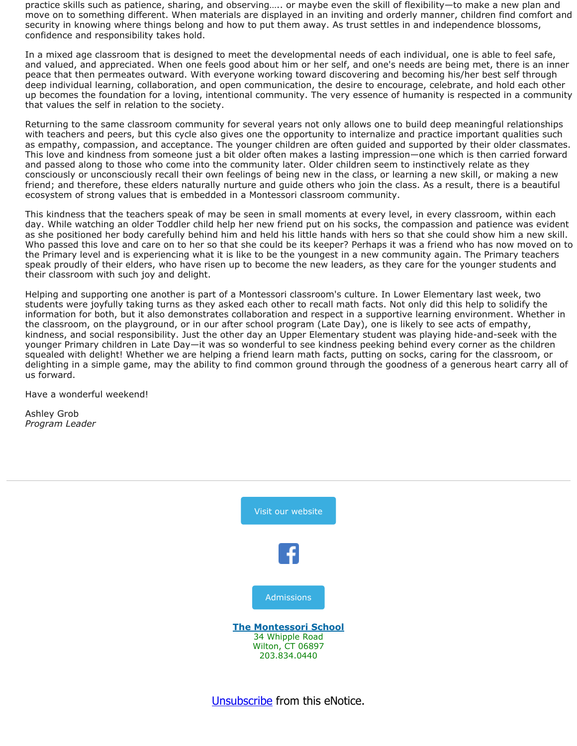practice skills such as patience, sharing, and observing….. or maybe even the skill of flexibility—to make a new plan and move on to something different. When materials are displayed in an inviting and orderly manner, children find comfort and security in knowing where things belong and how to put them away. As trust settles in and independence blossoms, confidence and responsibility takes hold.

In a mixed age classroom that is designed to meet the developmental needs of each individual, one is able to feel safe, and valued, and appreciated. When one feels good about him or her self, and one's needs are being met, there is an inner peace that then permeates outward. With everyone working toward discovering and becoming his/her best self through deep individual learning, collaboration, and open communication, the desire to encourage, celebrate, and hold each other up becomes the foundation for a loving, intentional community. The very essence of humanity is respected in a community that values the self in relation to the society.

Returning to the same classroom community for several years not only allows one to build deep meaningful relationships with teachers and peers, but this cycle also gives one the opportunity to internalize and practice important qualities such as empathy, compassion, and acceptance. The younger children are often guided and supported by their older classmates. This love and kindness from someone just a bit older often makes a lasting impression—one which is then carried forward and passed along to those who come into the community later. Older children seem to instinctively relate as they consciously or unconsciously recall their own feelings of being new in the class, or learning a new skill, or making a new friend; and therefore, these elders naturally nurture and guide others who join the class. As a result, there is a beautiful ecosystem of strong values that is embedded in a Montessori classroom community.

This kindness that the teachers speak of may be seen in small moments at every level, in every classroom, within each day. While watching an older Toddler child help her new friend put on his socks, the compassion and patience was evident as she positioned her body carefully behind him and held his little hands with hers so that she could show him a new skill. Who passed this love and care on to her so that she could be its keeper? Perhaps it was a friend who has now moved on to the Primary level and is experiencing what it is like to be the youngest in a new community again. The Primary teachers speak proudly of their elders, who have risen up to become the new leaders, as they care for the younger students and their classroom with such joy and delight.

Helping and supporting one another is part of a Montessori classroom's culture. In Lower Elementary last week, two students were joyfully taking turns as they asked each other to recall math facts. Not only did this help to solidify the information for both, but it also demonstrates collaboration and respect in a supportive learning environment. Whether in the classroom, on the playground, or in our after school program (Late Day), one is likely to see acts of empathy, kindness, and social responsibility. Just the other day an Upper Elementary student was playing hide-and-seek with the younger Primary children in Late Day—it was so wonderful to see kindness peeking behind every corner as the children squealed with delight! Whether we are helping a friend learn math facts, putting on socks, caring for the classroom, or delighting in a simple game, may the ability to find common ground through the goodness of a generous heart carry all of us forward.

Have a wonderful weekend!

Ashley Grob
*Program Leader*

---

Visit our website

Admissions

**The Montessori School**
34 Whipple Road
Wilton, CT 06897
203.834.0440

Unsubscribe from this eNotice.